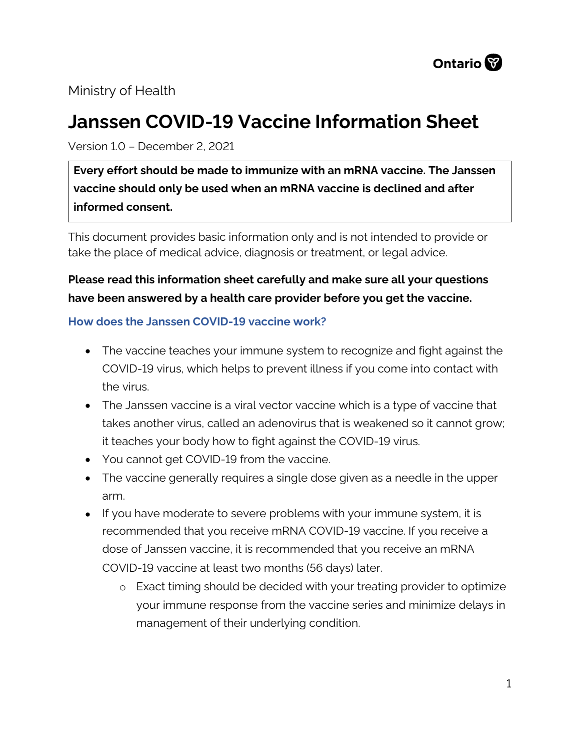Ontario

Ministry of Health

# Janssen COVID-19 Vaccine Information Sheet

Version 1.0 – December 2, 2021

**Every effort should be made to immunize with an mRNA vaccine. The Janssen vaccine should only be used when an mRNA vaccine is declined and after informed consent.**

This document provides basic information only and is not intended to provide or take the place of medical advice, diagnosis or treatment, or legal advice.

**Please read this information sheet carefully and make sure all your questions have been answered by a health care provider before you get the vaccine.**

## How does the Janssen COVID-19 vaccine work?

- The vaccine teaches your immune system to recognize and fight against the COVID-19 virus, which helps to prevent illness if you come into contact with the virus.
- The Janssen vaccine is a viral vector vaccine which is a type of vaccine that takes another virus, called an adenovirus that is weakened so it cannot grow; it teaches your body how to fight against the COVID-19 virus.
- You cannot get COVID-19 from the vaccine.
- The vaccine generally requires a single dose given as a needle in the upper arm.
- If you have moderate to severe problems with your immune system, it is recommended that you receive mRNA COVID-19 vaccine. If you receive a dose of Janssen vaccine, it is recommended that you receive an mRNA COVID-19 vaccine at least two months (56 days) later.
  - Exact timing should be decided with your treating provider to optimize your immune response from the vaccine series and minimize delays in management of their underlying condition.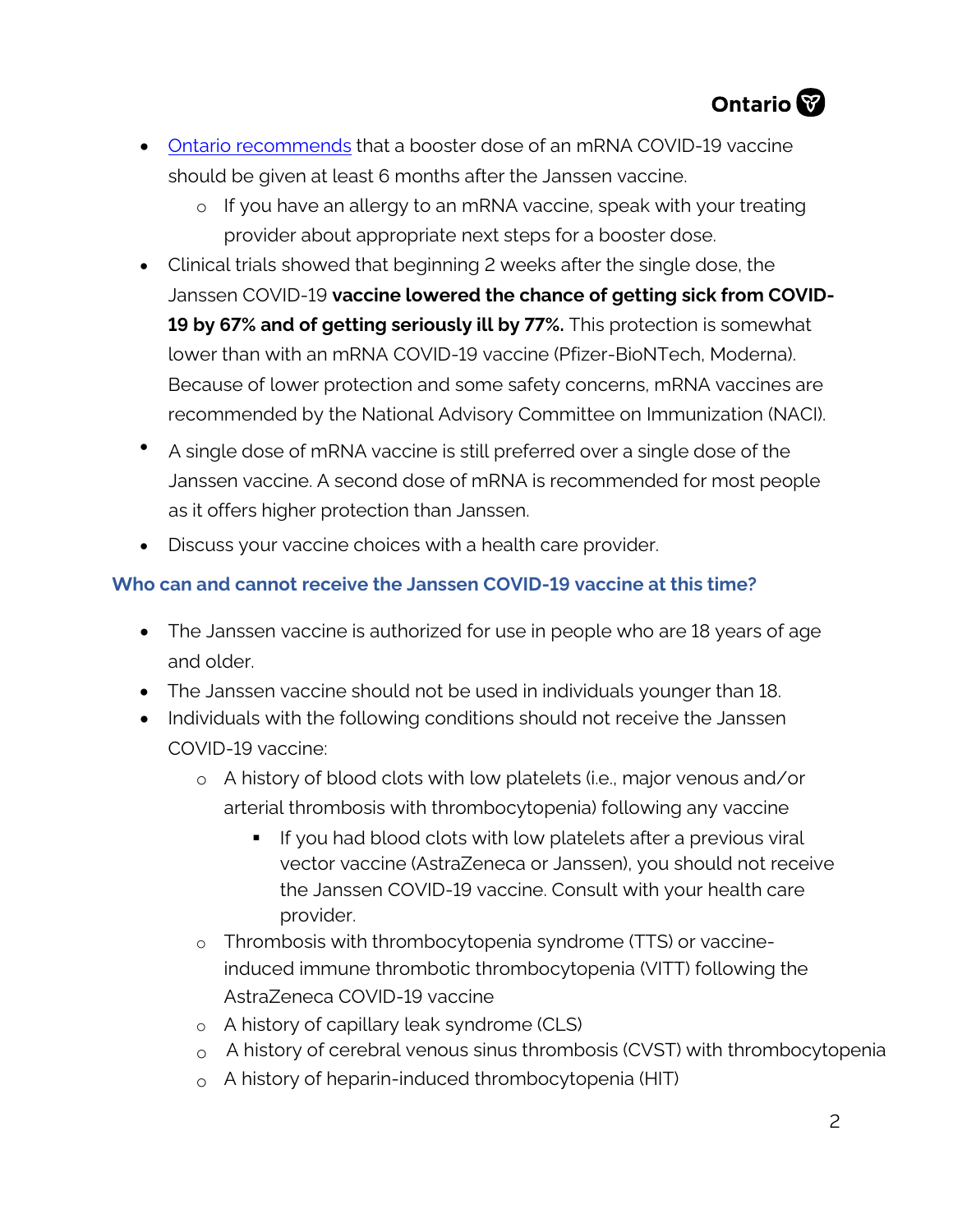- [Ontario recommends](#) that a booster dose of an mRNA COVID-19 vaccine should be given at least 6 months after the Janssen vaccine.
  - If you have an allergy to an mRNA vaccine, speak with your treating provider about appropriate next steps for a booster dose.
- Clinical trials showed that beginning 2 weeks after the single dose, the Janssen COVID-19 **vaccine lowered the chance of getting sick from COVID-19 by 67% and of getting seriously ill by 77%.** This protection is somewhat lower than with an mRNA COVID-19 vaccine (Pfizer-BioNTech, Moderna). Because of lower protection and some safety concerns, mRNA vaccines are recommended by the National Advisory Committee on Immunization (NACI).
- A single dose of mRNA vaccine is still preferred over a single dose of the Janssen vaccine. A second dose of mRNA is recommended for most people as it offers higher protection than Janssen.
- Discuss your vaccine choices with a health care provider.

### Who can and cannot receive the Janssen COVID-19 vaccine at this time?

- The Janssen vaccine is authorized for use in people who are 18 years of age and older.
- The Janssen vaccine should not be used in individuals younger than 18.
- Individuals with the following conditions should not receive the Janssen COVID-19 vaccine:
  - A history of blood clots with low platelets (i.e., major venous and/or arterial thrombosis with thrombocytopenia) following any vaccine
    - If you had blood clots with low platelets after a previous viral vector vaccine (AstraZeneca or Janssen), you should not receive the Janssen COVID-19 vaccine. Consult with your health care provider.
  - Thrombosis with thrombocytopenia syndrome (TTS) or vaccine-induced immune thrombotic thrombocytopenia (VITT) following the AstraZeneca COVID-19 vaccine
  - A history of capillary leak syndrome (CLS)
  - A history of cerebral venous sinus thrombosis (CVST) with thrombocytopenia
  - A history of heparin-induced thrombocytopenia (HIT)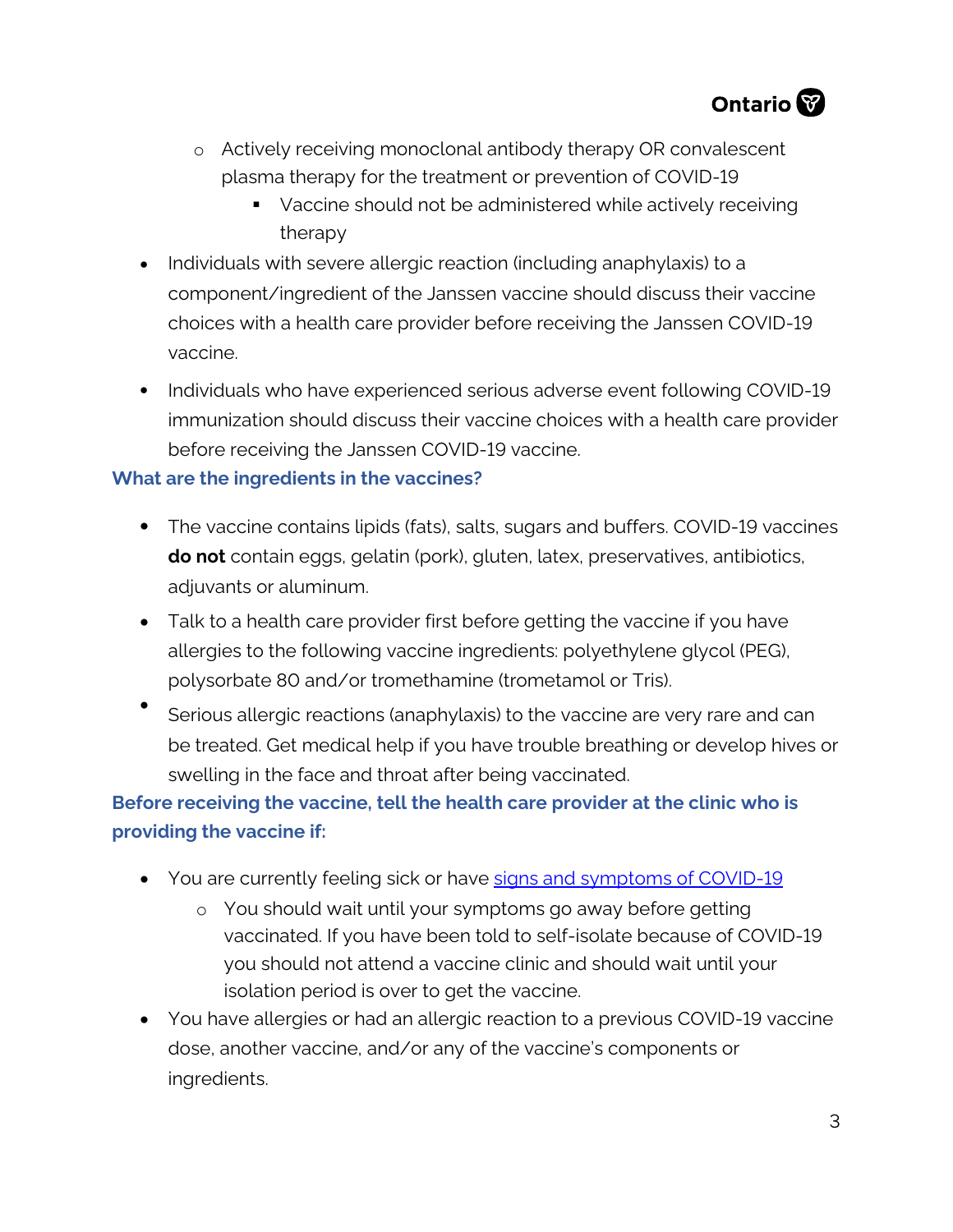- Actively receiving monoclonal antibody therapy OR convalescent plasma therapy for the treatment or prevention of COVID-19
    - Vaccine should not be administered while actively receiving therapy
- Individuals with severe allergic reaction (including anaphylaxis) to a component/ingredient of the Janssen vaccine should discuss their vaccine choices with a health care provider before receiving the Janssen COVID-19 vaccine.
- Individuals who have experienced serious adverse event following COVID-19 immunization should discuss their vaccine choices with a health care provider before receiving the Janssen COVID-19 vaccine.

### What are the ingredients in the vaccines?

- The vaccine contains lipids (fats), salts, sugars and buffers. COVID-19 vaccines **do not** contain eggs, gelatin (pork), gluten, latex, preservatives, antibiotics, adjuvants or aluminum.
- Talk to a health care provider first before getting the vaccine if you have allergies to the following vaccine ingredients: polyethylene glycol (PEG), polysorbate 80 and/or tromethamine (trometamol or Tris).
- Serious allergic reactions (anaphylaxis) to the vaccine are very rare and can be treated. Get medical help if you have trouble breathing or develop hives or swelling in the face and throat after being vaccinated.

### Before receiving the vaccine, tell the health care provider at the clinic who is providing the vaccine if:

- You are currently feeling sick or have signs and symptoms of COVID-19
  - You should wait until your symptoms go away before getting vaccinated. If you have been told to self-isolate because of COVID-19 you should not attend a vaccine clinic and should wait until your isolation period is over to get the vaccine.
- You have allergies or had an allergic reaction to a previous COVID-19 vaccine dose, another vaccine, and/or any of the vaccine's components or ingredients.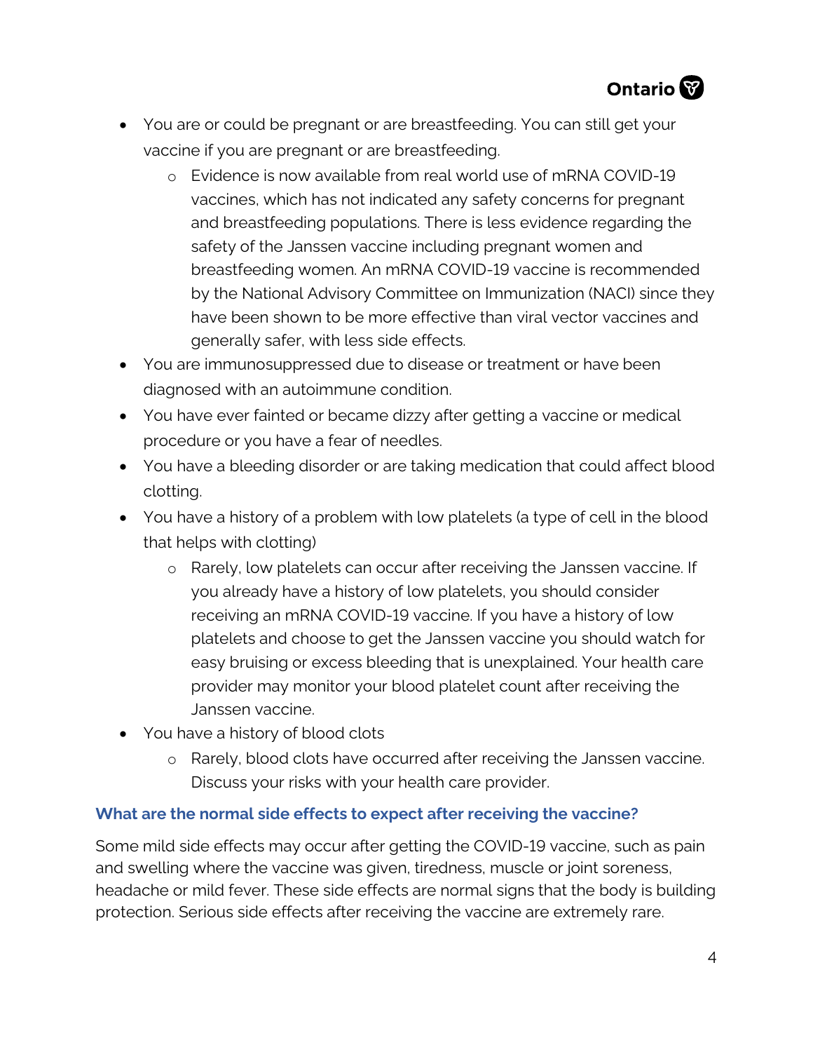- You are or could be pregnant or are breastfeeding. You can still get your vaccine if you are pregnant or are breastfeeding.
    - Evidence is now available from real world use of mRNA COVID-19 vaccines, which has not indicated any safety concerns for pregnant and breastfeeding populations. There is less evidence regarding the safety of the Janssen vaccine including pregnant women and breastfeeding women. An mRNA COVID-19 vaccine is recommended by the National Advisory Committee on Immunization (NACI) since they have been shown to be more effective than viral vector vaccines and generally safer, with less side effects.
- You are immunosuppressed due to disease or treatment or have been diagnosed with an autoimmune condition.
- You have ever fainted or became dizzy after getting a vaccine or medical procedure or you have a fear of needles.
- You have a bleeding disorder or are taking medication that could affect blood clotting.
- You have a history of a problem with low platelets (a type of cell in the blood that helps with clotting)
    - Rarely, low platelets can occur after receiving the Janssen vaccine. If you already have a history of low platelets, you should consider receiving an mRNA COVID-19 vaccine. If you have a history of low platelets and choose to get the Janssen vaccine you should watch for easy bruising or excess bleeding that is unexplained. Your health care provider may monitor your blood platelet count after receiving the Janssen vaccine.
- You have a history of blood clots
    - Rarely, blood clots have occurred after receiving the Janssen vaccine. Discuss your risks with your health care provider.

### What are the normal side effects to expect after receiving the vaccine?

Some mild side effects may occur after getting the COVID-19 vaccine, such as pain and swelling where the vaccine was given, tiredness, muscle or joint soreness, headache or mild fever. These side effects are normal signs that the body is building protection. Serious side effects after receiving the vaccine are extremely rare.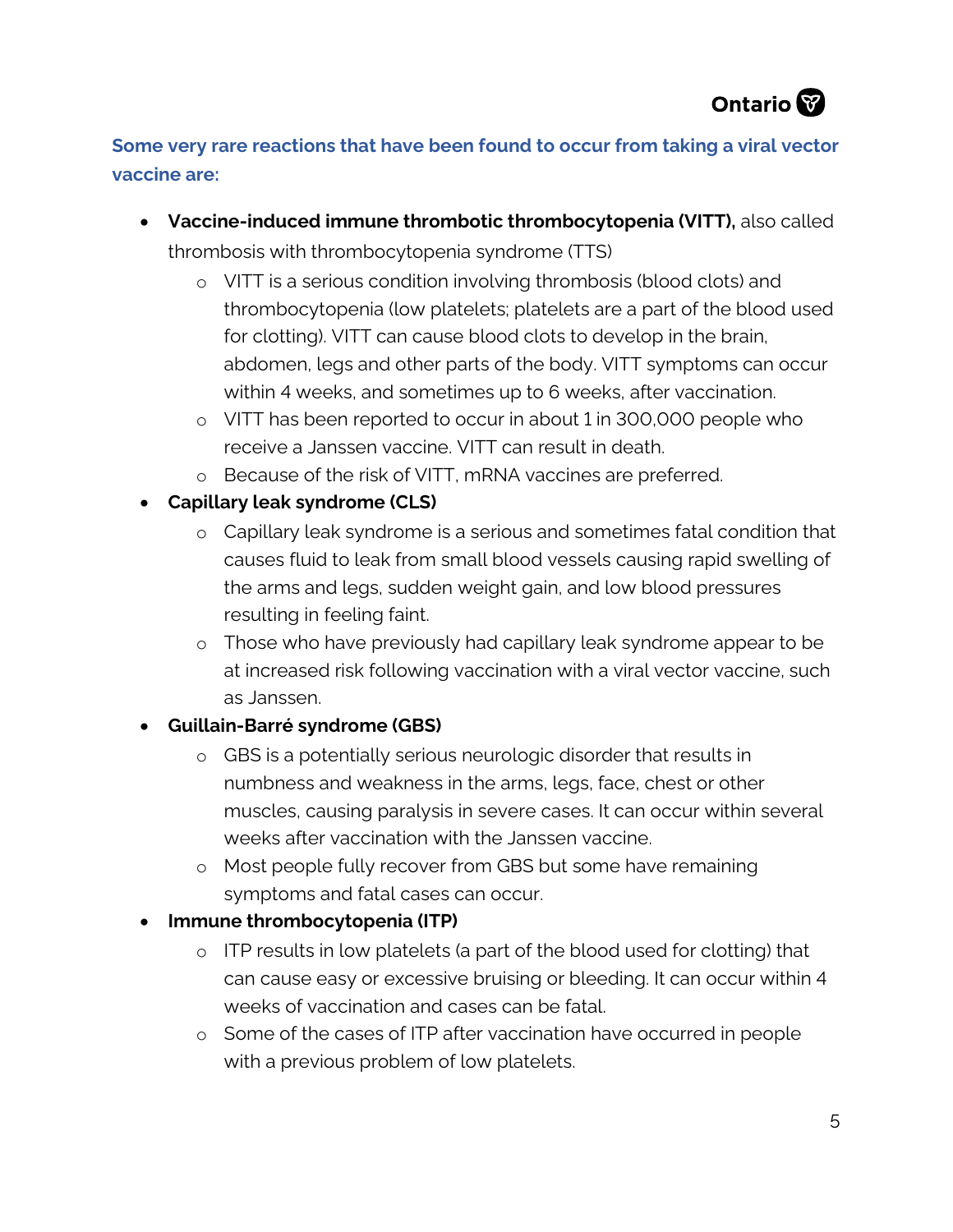### Some very rare reactions that have been found to occur from taking a viral vector vaccine are:

- **Vaccine-induced immune thrombotic thrombocytopenia (VITT),** also called thrombosis with thrombocytopenia syndrome (TTS)
  - VITT is a serious condition involving thrombosis (blood clots) and thrombocytopenia (low platelets; platelets are a part of the blood used for clotting). VITT can cause blood clots to develop in the brain, abdomen, legs and other parts of the body. VITT symptoms can occur within 4 weeks, and sometimes up to 6 weeks, after vaccination.
  - VITT has been reported to occur in about 1 in 300,000 people who receive a Janssen vaccine. VITT can result in death.
  - Because of the risk of VITT, mRNA vaccines are preferred.
- **Capillary leak syndrome (CLS)**
  - Capillary leak syndrome is a serious and sometimes fatal condition that causes fluid to leak from small blood vessels causing rapid swelling of the arms and legs, sudden weight gain, and low blood pressures resulting in feeling faint.
  - Those who have previously had capillary leak syndrome appear to be at increased risk following vaccination with a viral vector vaccine, such as Janssen.
- **Guillain-Barré syndrome (GBS)**
  - GBS is a potentially serious neurologic disorder that results in numbness and weakness in the arms, legs, face, chest or other muscles, causing paralysis in severe cases. It can occur within several weeks after vaccination with the Janssen vaccine.
  - Most people fully recover from GBS but some have remaining symptoms and fatal cases can occur.
- **Immune thrombocytopenia (ITP)**
  - ITP results in low platelets (a part of the blood used for clotting) that can cause easy or excessive bruising or bleeding. It can occur within 4 weeks of vaccination and cases can be fatal.
  - Some of the cases of ITP after vaccination have occurred in people with a previous problem of low platelets.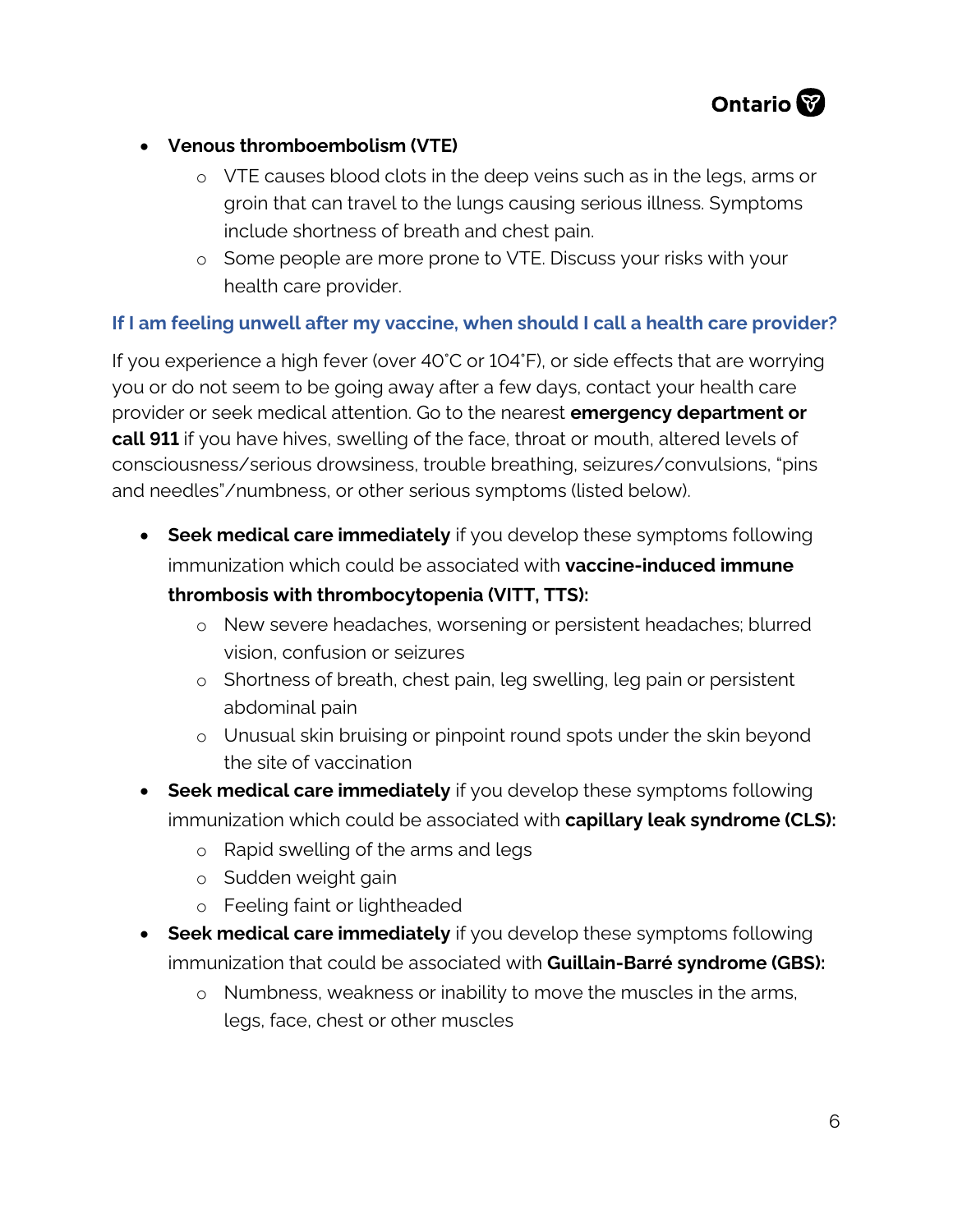- **Venous thromboembolism (VTE)**
  - VTE causes blood clots in the deep veins such as in the legs, arms or groin that can travel to the lungs causing serious illness. Symptoms include shortness of breath and chest pain.
  - Some people are more prone to VTE. Discuss your risks with your health care provider.

### If I am feeling unwell after my vaccine, when should I call a health care provider?

If you experience a high fever (over 40˚C or 104˚F), or side effects that are worrying you or do not seem to be going away after a few days, contact your health care provider or seek medical attention. Go to the nearest **emergency department or call 911** if you have hives, swelling of the face, throat or mouth, altered levels of consciousness/serious drowsiness, trouble breathing, seizures/convulsions, "pins and needles"/numbness, or other serious symptoms (listed below).

- **Seek medical care immediately** if you develop these symptoms following immunization which could be associated with **vaccine-induced immune thrombosis with thrombocytopenia (VITT, TTS):**
  - New severe headaches, worsening or persistent headaches; blurred vision, confusion or seizures
  - Shortness of breath, chest pain, leg swelling, leg pain or persistent abdominal pain
  - Unusual skin bruising or pinpoint round spots under the skin beyond the site of vaccination
- **Seek medical care immediately** if you develop these symptoms following immunization which could be associated with **capillary leak syndrome (CLS):**
  - Rapid swelling of the arms and legs
  - Sudden weight gain
  - Feeling faint or lightheaded
- **Seek medical care immediately** if you develop these symptoms following immunization that could be associated with **Guillain-Barré syndrome (GBS):**
  - Numbness, weakness or inability to move the muscles in the arms, legs, face, chest or other muscles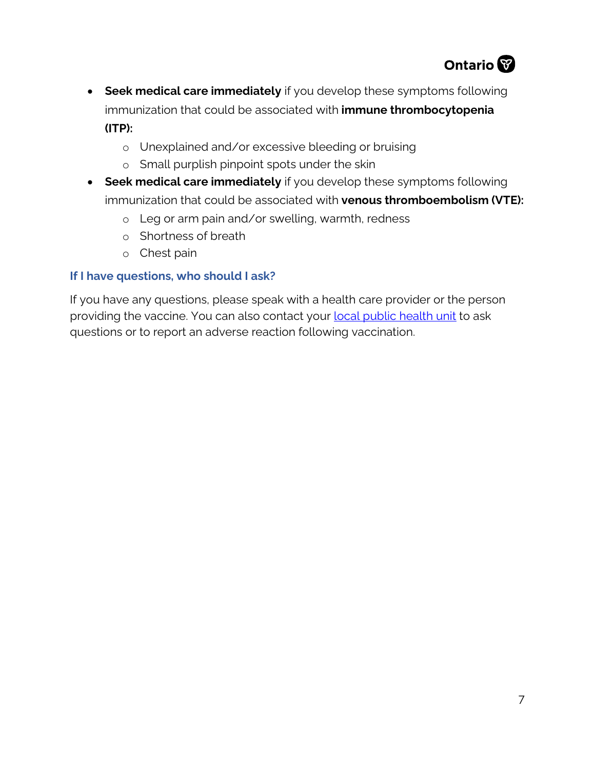- **Seek medical care immediately** if you develop these symptoms following immunization that could be associated with **immune thrombocytopenia (ITP):**
  - Unexplained and/or excessive bleeding or bruising
  - Small purplish pinpoint spots under the skin
- **Seek medical care immediately** if you develop these symptoms following immunization that could be associated with **venous thromboembolism (VTE):**
  - Leg or arm pain and/or swelling, warmth, redness
  - Shortness of breath
  - Chest pain

### If I have questions, who should I ask?

If you have any questions, please speak with a health care provider or the person providing the vaccine. You can also contact your local public health unit to ask questions or to report an adverse reaction following vaccination.